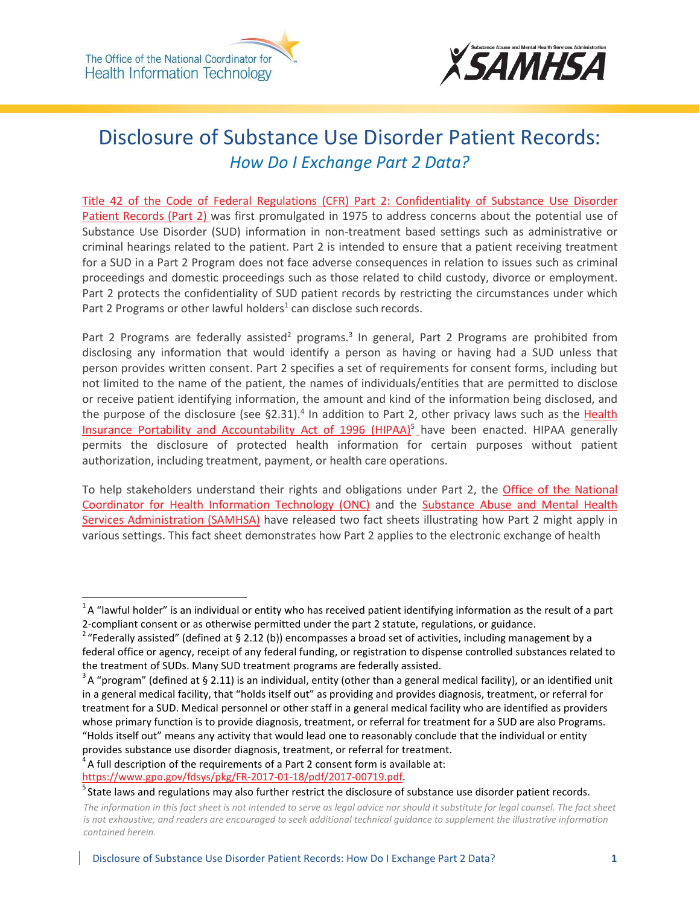The Office of the National Coordinator for Health Information Technology

Substance Abuse and Mental Health Services Administration SAMHSA

# Disclosure of Substance Use Disorder Patient Records:

## *How Do I Exchange Part 2 Data?*

Title 42 of the Code of Federal Regulations (CFR) Part 2: Confidentiality of Substance Use Disorder Patient Records (Part 2) was first promulgated in 1975 to address concerns about the potential use of Substance Use Disorder (SUD) information in non-treatment based settings such as administrative or criminal hearings related to the patient. Part 2 is intended to ensure that a patient receiving treatment for a SUD in a Part 2 Program does not face adverse consequences in relation to issues such as criminal proceedings and domestic proceedings such as those related to child custody, divorce or employment. Part 2 protects the confidentiality of SUD patient records by restricting the circumstances under which Part 2 Programs or other lawful holders[1] can disclose such records.

Part 2 Programs are federally assisted[2] programs.[3] In general, Part 2 Programs are prohibited from disclosing any information that would identify a person as having or having had a SUD unless that person provides written consent. Part 2 specifies a set of requirements for consent forms, including but not limited to the name of the patient, the names of individuals/entities that are permitted to disclose or receive patient identifying information, the amount and kind of the information being disclosed, and the purpose of the disclosure (see §2.31).[4] In addition to Part 2, other privacy laws such as the Health Insurance Portability and Accountability Act of 1996 (HIPAA)[5] have been enacted. HIPAA generally permits the disclosure of protected health information for certain purposes without patient authorization, including treatment, payment, or health care operations.

To help stakeholders understand their rights and obligations under Part 2, the Office of the National Coordinator for Health Information Technology (ONC) and the Substance Abuse and Mental Health Services Administration (SAMHSA) have released two fact sheets illustrating how Part 2 might apply in various settings. This fact sheet demonstrates how Part 2 applies to the electronic exchange of health

---

[1] A "lawful holder" is an individual or entity who has received patient identifying information as the result of a part 2-compliant consent or as otherwise permitted under the part 2 statute, regulations, or guidance.

[2] "Federally assisted" (defined at § 2.12 (b)) encompasses a broad set of activities, including management by a federal office or agency, receipt of any federal funding, or registration to dispense controlled substances related to the treatment of SUDs. Many SUD treatment programs are federally assisted.

[3] A "program" (defined at § 2.11) is an individual, entity (other than a general medical facility), or an identified unit in a general medical facility, that "holds itself out" as providing and provides diagnosis, treatment, or referral for treatment for a SUD. Medical personnel or other staff in a general medical facility who are identified as providers whose primary function is to provide diagnosis, treatment, or referral for treatment for a SUD are also Programs. "Holds itself out" means any activity that would lead one to reasonably conclude that the individual or entity provides substance use disorder diagnosis, treatment, or referral for treatment.

[4] A full description of the requirements of a Part 2 consent form is available at: https://www.gpo.gov/fdsys/pkg/FR-2017-01-18/pdf/2017-00719.pdf.

[5] State laws and regulations may also further restrict the disclosure of substance use disorder patient records.

*The information in this fact sheet is not intended to serve as legal advice nor should it substitute for legal counsel. The fact sheet is not exhaustive, and readers are encouraged to seek additional technical guidance to supplement the illustrative information contained herein.*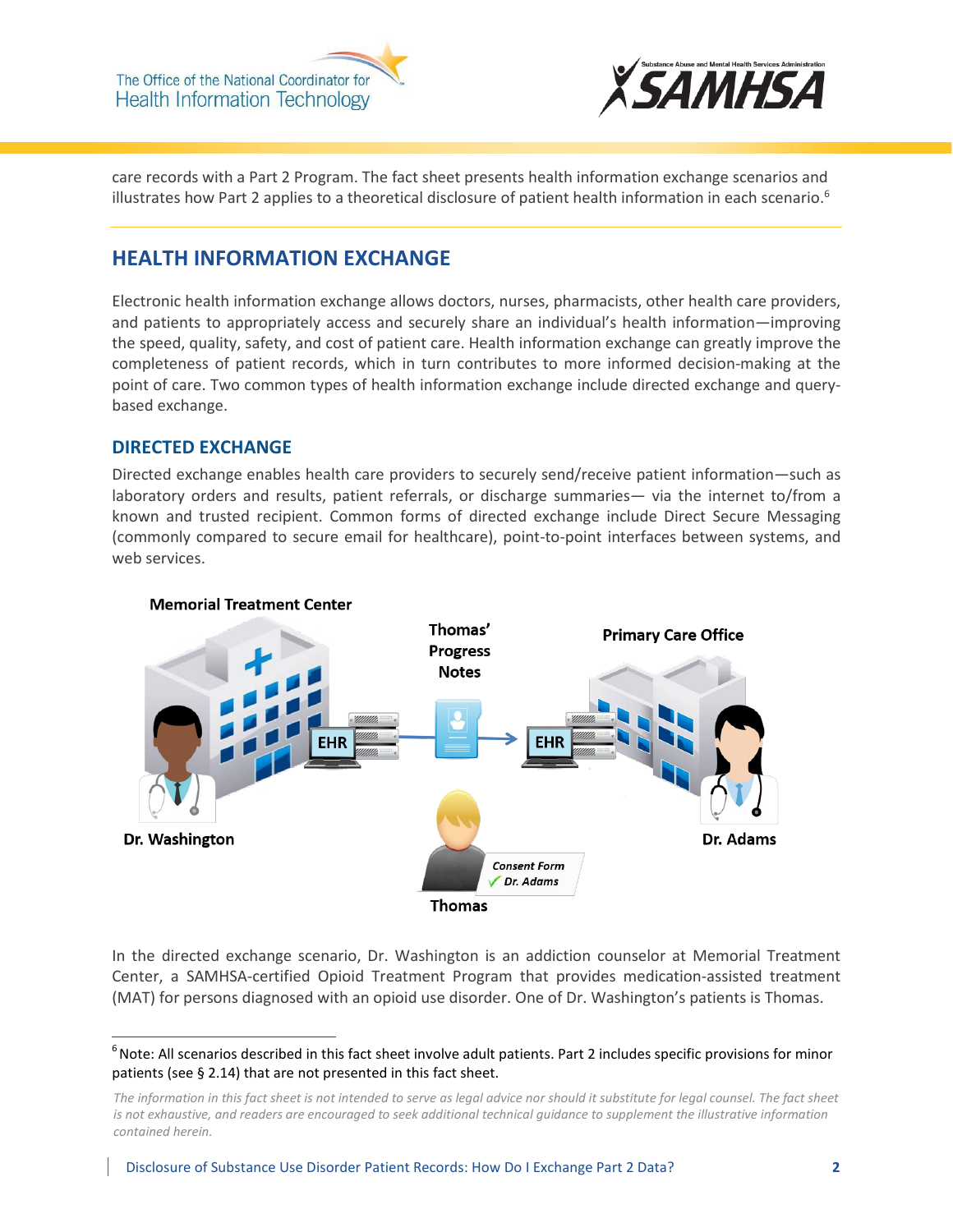care records with a Part 2 Program. The fact sheet presents health information exchange scenarios and illustrates how Part 2 applies to a theoretical disclosure of patient health information in each scenario.[6]

## HEALTH INFORMATION EXCHANGE

Electronic health information exchange allows doctors, nurses, pharmacists, other health care providers, and patients to appropriately access and securely share an individual's health information—improving the speed, quality, safety, and cost of patient care. Health information exchange can greatly improve the completeness of patient records, which in turn contributes to more informed decision-making at the point of care. Two common types of health information exchange include directed exchange and query-based exchange.

### DIRECTED EXCHANGE

Directed exchange enables health care providers to securely send/receive patient information—such as laboratory orders and results, patient referrals, or discharge summaries— via the internet to/from a known and trusted recipient. Common forms of directed exchange include Direct Secure Messaging (commonly compared to secure email for healthcare), point-to-point interfaces between systems, and web services.

Memorial Treatment Center — Dr. Washington — EHR → Thomas' Progress Notes → EHR — Primary Care Office — Dr. Adams

Thomas — Consent Form ✓ Dr. Adams

In the directed exchange scenario, Dr. Washington is an addiction counselor at Memorial Treatment Center, a SAMHSA-certified Opioid Treatment Program that provides medication-assisted treatment (MAT) for persons diagnosed with an opioid use disorder. One of Dr. Washington's patients is Thomas.

---

[6] Note: All scenarios described in this fact sheet involve adult patients. Part 2 includes specific provisions for minor patients (see § 2.14) that are not presented in this fact sheet.

*The information in this fact sheet is not intended to serve as legal advice nor should it substitute for legal counsel. The fact sheet is not exhaustive, and readers are encouraged to seek additional technical guidance to supplement the illustrative information contained herein.*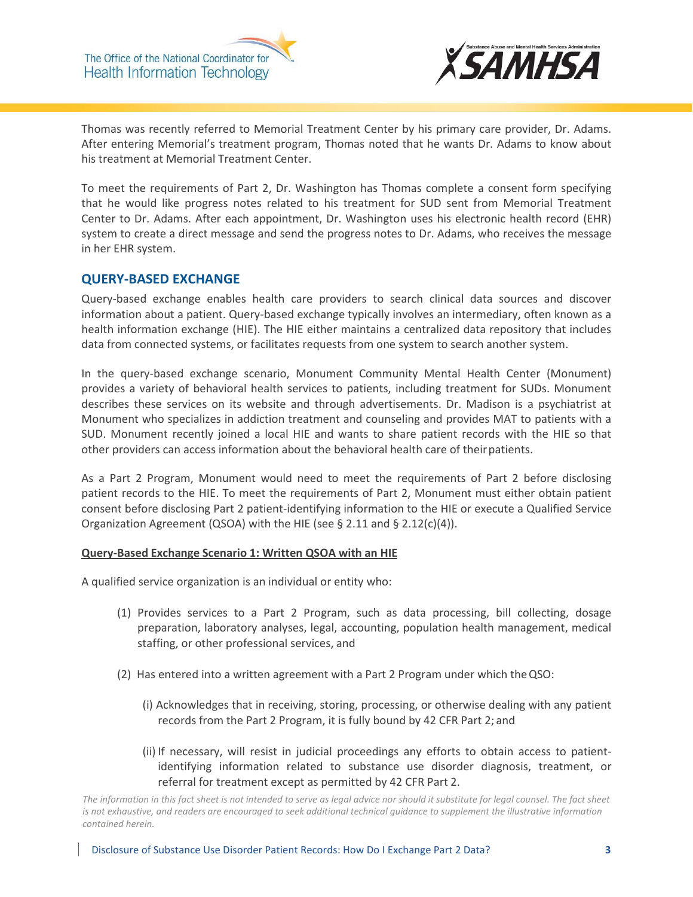Thomas was recently referred to Memorial Treatment Center by his primary care provider, Dr. Adams. After entering Memorial's treatment program, Thomas noted that he wants Dr. Adams to know about his treatment at Memorial Treatment Center.

To meet the requirements of Part 2, Dr. Washington has Thomas complete a consent form specifying that he would like progress notes related to his treatment for SUD sent from Memorial Treatment Center to Dr. Adams. After each appointment, Dr. Washington uses his electronic health record (EHR) system to create a direct message and send the progress notes to Dr. Adams, who receives the message in her EHR system.

## QUERY-BASED EXCHANGE

Query-based exchange enables health care providers to search clinical data sources and discover information about a patient. Query-based exchange typically involves an intermediary, often known as a health information exchange (HIE). The HIE either maintains a centralized data repository that includes data from connected systems, or facilitates requests from one system to search another system.

In the query-based exchange scenario, Monument Community Mental Health Center (Monument) provides a variety of behavioral health services to patients, including treatment for SUDs. Monument describes these services on its website and through advertisements. Dr. Madison is a psychiatrist at Monument who specializes in addiction treatment and counseling and provides MAT to patients with a SUD. Monument recently joined a local HIE and wants to share patient records with the HIE so that other providers can access information about the behavioral health care of their patients.

As a Part 2 Program, Monument would need to meet the requirements of Part 2 before disclosing patient records to the HIE. To meet the requirements of Part 2, Monument must either obtain patient consent before disclosing Part 2 patient-identifying information to the HIE or execute a Qualified Service Organization Agreement (QSOA) with the HIE (see § 2.11 and § 2.12(c)(4)).

<u>**Query-Based Exchange Scenario 1: Written QSOA with an HIE**</u>

A qualified service organization is an individual or entity who:

(1) Provides services to a Part 2 Program, such as data processing, bill collecting, dosage preparation, laboratory analyses, legal, accounting, population health management, medical staffing, or other professional services, and

(2) Has entered into a written agreement with a Part 2 Program under which the QSO:

   (i) Acknowledges that in receiving, storing, processing, or otherwise dealing with any patient records from the Part 2 Program, it is fully bound by 42 CFR Part 2; and

   (ii) If necessary, will resist in judicial proceedings any efforts to obtain access to patient-identifying information related to substance use disorder diagnosis, treatment, or referral for treatment except as permitted by 42 CFR Part 2.

*The information in this fact sheet is not intended to serve as legal advice nor should it substitute for legal counsel. The fact sheet is not exhaustive, and readers are encouraged to seek additional technical guidance to supplement the illustrative information contained herein.*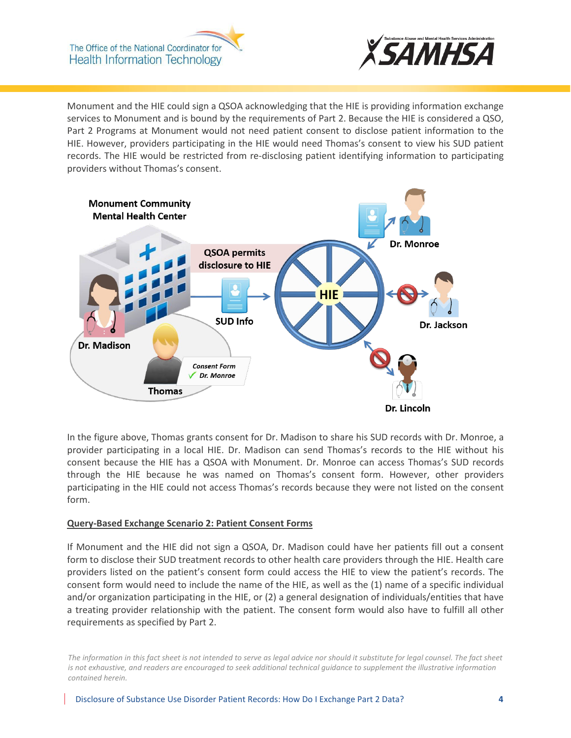Monument and the HIE could sign a QSOA acknowledging that the HIE is providing information exchange services to Monument and is bound by the requirements of Part 2. Because the HIE is considered a QSO, Part 2 Programs at Monument would not need patient consent to disclose patient information to the HIE. However, providers participating in the HIE would need Thomas's consent to view his SUD patient records. The HIE would be restricted from re-disclosing patient identifying information to participating providers without Thomas's consent.

In the figure above, Thomas grants consent for Dr. Madison to share his SUD records with Dr. Monroe, a provider participating in a local HIE. Dr. Madison can send Thomas's records to the HIE without his consent because the HIE has a QSOA with Monument. Dr. Monroe can access Thomas's SUD records through the HIE because he was named on Thomas's consent form. However, other providers participating in the HIE could not access Thomas's records because they were not listed on the consent form.

## Query-Based Exchange Scenario 2: Patient Consent Forms

If Monument and the HIE did not sign a QSOA, Dr. Madison could have her patients fill out a consent form to disclose their SUD treatment records to other health care providers through the HIE. Health care providers listed on the patient's consent form could access the HIE to view the patient's records. The consent form would need to include the name of the HIE, as well as the (1) name of a specific individual and/or organization participating in the HIE, or (2) a general designation of individuals/entities that have a treating provider relationship with the patient. The consent form would also have to fulfill all other requirements as specified by Part 2.

*The information in this fact sheet is not intended to serve as legal advice nor should it substitute for legal counsel. The fact sheet is not exhaustive, and readers are encouraged to seek additional technical guidance to supplement the illustrative information contained herein.*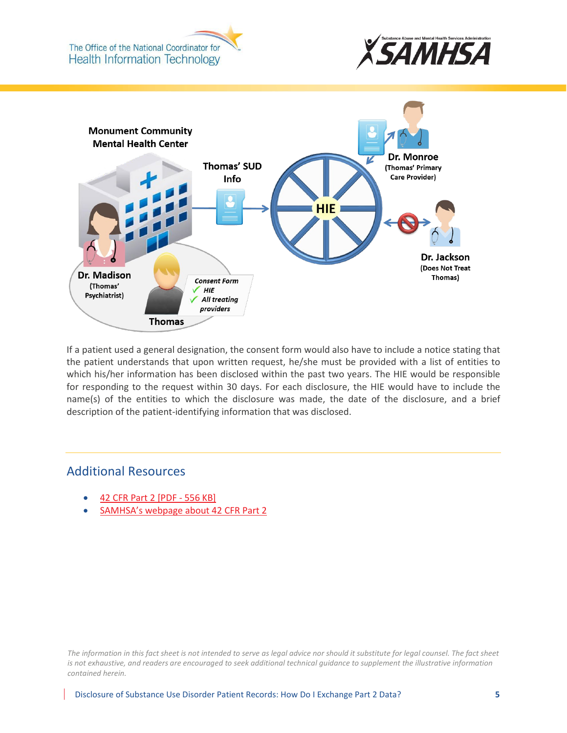Monument Community Mental Health Center

Thomas' SUD Info

HIE

Dr. Monroe
(Thomas' Primary Care Provider)

Dr. Jackson
(Does Not Treat Thomas)

Dr. Madison
(Thomas' Psychiatrist)

Thomas

*Consent Form*
*✓ HIE*
*✓ All treating providers*

If a patient used a general designation, the consent form would also have to include a notice stating that the patient understands that upon written request, he/she must be provided with a list of entities to which his/her information has been disclosed within the past two years. The HIE would be responsible for responding to the request within 30 days. For each disclosure, the HIE would have to include the name(s) of the entities to which the disclosure was made, the date of the disclosure, and a brief description of the patient-identifying information that was disclosed.

## Additional Resources

- [42 CFR Part 2 [PDF - 556 KB]]
- [SAMHSA's webpage about 42 CFR Part 2]

*The information in this fact sheet is not intended to serve as legal advice nor should it substitute for legal counsel. The fact sheet is not exhaustive, and readers are encouraged to seek additional technical guidance to supplement the illustrative information contained herein.*